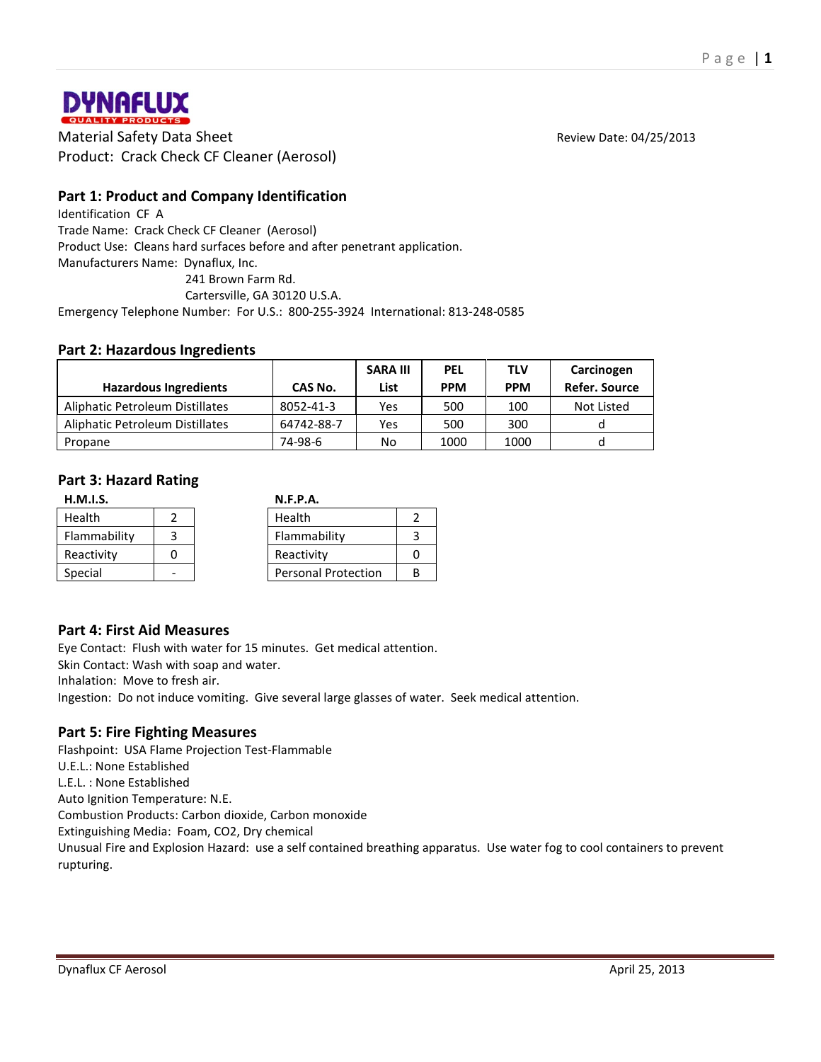DYNAFLUX
QUALITY PRODUCTS

Material Safety Data Sheet

Product: Crack Check CF Cleaner (Aerosol)

Review Date: 04/25/2013

## Part 1: Product and Company Identification

Identification CF A

Trade Name: Crack Check CF Cleaner (Aerosol)

Product Use: Cleans hard surfaces before and after penetrant application.

Manufacturers Name: Dynaflux, Inc.
241 Brown Farm Rd.
Cartersville, GA 30120 U.S.A.

Emergency Telephone Number: For U.S.: 800-255-3924 International: 813-248-0585

## Part 2: Hazardous Ingredients

| Hazardous Ingredients | CAS No. | SARA III List | PEL PPM | TLV PPM | Carcinogen Refer. Source |
|---|---|---|---|---|---|
| Aliphatic Petroleum Distillates | 8052-41-3 | Yes | 500 | 100 | Not Listed |
| Aliphatic Petroleum Distillates | 64742-88-7 | Yes | 500 | 300 | d |
| Propane | 74-98-6 | No | 1000 | 1000 | d |

## Part 3: Hazard Rating

**H.M.I.S.**

| Health | 2 |
|---|---|
| Flammability | 3 |
| Reactivity | 0 |
| Special | - |

**N.F.P.A.**

| Health | 2 |
|---|---|
| Flammability | 3 |
| Reactivity | 0 |
| Personal Protection | B |

## Part 4: First Aid Measures

Eye Contact: Flush with water for 15 minutes. Get medical attention.

Skin Contact: Wash with soap and water.

Inhalation: Move to fresh air.

Ingestion: Do not induce vomiting. Give several large glasses of water. Seek medical attention.

## Part 5: Fire Fighting Measures

Flashpoint: USA Flame Projection Test-Flammable

U.E.L.: None Established

L.E.L. : None Established

Auto Ignition Temperature: N.E.

Combustion Products: Carbon dioxide, Carbon monoxide

Extinguishing Media: Foam, $CO_2$, Dry chemical

Unusual Fire and Explosion Hazard: use a self contained breathing apparatus. Use water fog to cool containers to prevent rupturing.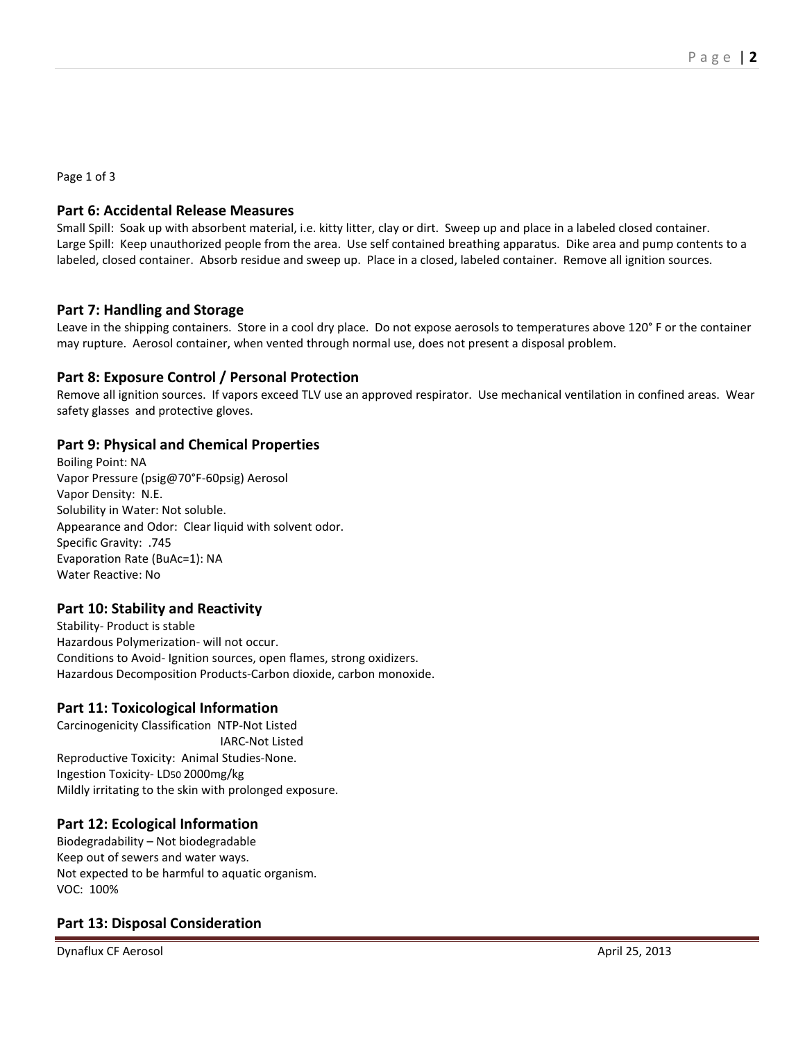## Part 6: Accidental Release Measures

Small Spill: Soak up with absorbent material, i.e. kitty litter, clay or dirt. Sweep up and place in a labeled closed container.
Large Spill: Keep unauthorized people from the area. Use self contained breathing apparatus. Dike area and pump contents to a labeled, closed container. Absorb residue and sweep up. Place in a closed, labeled container. Remove all ignition sources.

## Part 7: Handling and Storage

Leave in the shipping containers. Store in a cool dry place. Do not expose aerosols to temperatures above 120° F or the container may rupture. Aerosol container, when vented through normal use, does not present a disposal problem.

## Part 8: Exposure Control / Personal Protection

Remove all ignition sources. If vapors exceed TLV use an approved respirator. Use mechanical ventilation in confined areas. Wear safety glasses and protective gloves.

## Part 9: Physical and Chemical Properties

Boiling Point: NA
Vapor Pressure (psig@70°F-60psig) Aerosol
Vapor Density: N.E.
Solubility in Water: Not soluble.
Appearance and Odor: Clear liquid with solvent odor.
Specific Gravity: .745
Evaporation Rate (BuAc=1): NA
Water Reactive: No

## Part 10: Stability and Reactivity

Stability- Product is stable
Hazardous Polymerization- will not occur.
Conditions to Avoid- Ignition sources, open flames, strong oxidizers.
Hazardous Decomposition Products-Carbon dioxide, carbon monoxide.

## Part 11: Toxicological Information

Carcinogenicity Classification NTP-Not Listed
IARC-Not Listed
Reproductive Toxicity: Animal Studies-None.
Ingestion Toxicity- $LD_{50}$ 2000mg/kg
Mildly irritating to the skin with prolonged exposure.

## Part 12: Ecological Information

Biodegradability – Not biodegradable
Keep out of sewers and water ways.
Not expected to be harmful to aquatic organism.
VOC: 100%

## Part 13: Disposal Consideration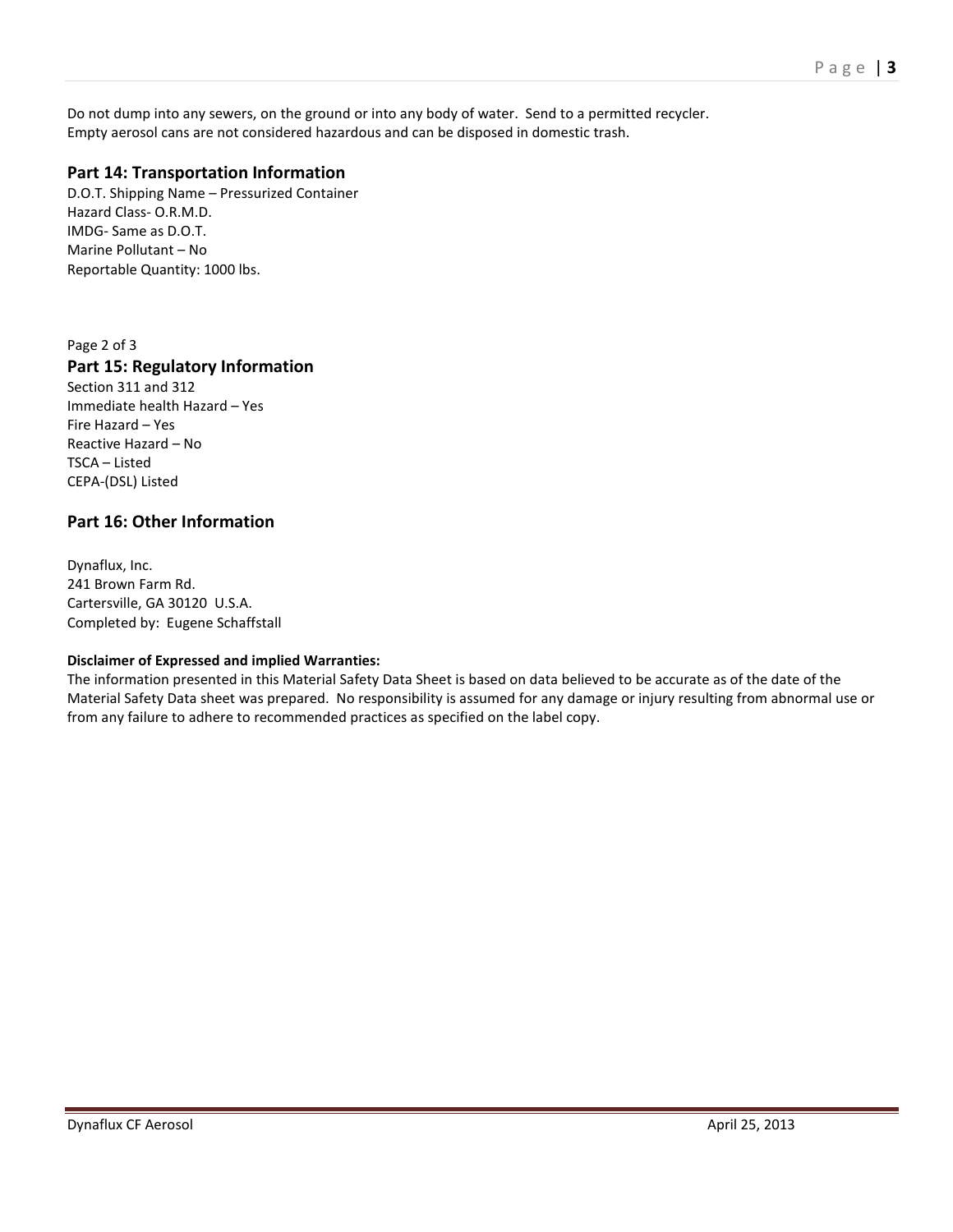Do not dump into any sewers, on the ground or into any body of water. Send to a permitted recycler.
Empty aerosol cans are not considered hazardous and can be disposed in domestic trash.

## Part 14: Transportation Information

D.O.T. Shipping Name – Pressurized Container
Hazard Class- O.R.M.D.
IMDG- Same as D.O.T.
Marine Pollutant – No
Reportable Quantity: 1000 lbs.

Page 2 of 3

## Part 15: Regulatory Information

Section 311 and 312
Immediate health Hazard – Yes
Fire Hazard – Yes
Reactive Hazard – No
TSCA – Listed
CEPA-(DSL) Listed

## Part 16: Other Information

Dynaflux, Inc.
241 Brown Farm Rd.
Cartersville, GA 30120 U.S.A.
Completed by: Eugene Schaffstall

**Disclaimer of Expressed and implied Warranties:**
The information presented in this Material Safety Data Sheet is based on data believed to be accurate as of the date of the Material Safety Data sheet was prepared. No responsibility is assumed for any damage or injury resulting from abnormal use or from any failure to adhere to recommended practices as specified on the label copy.